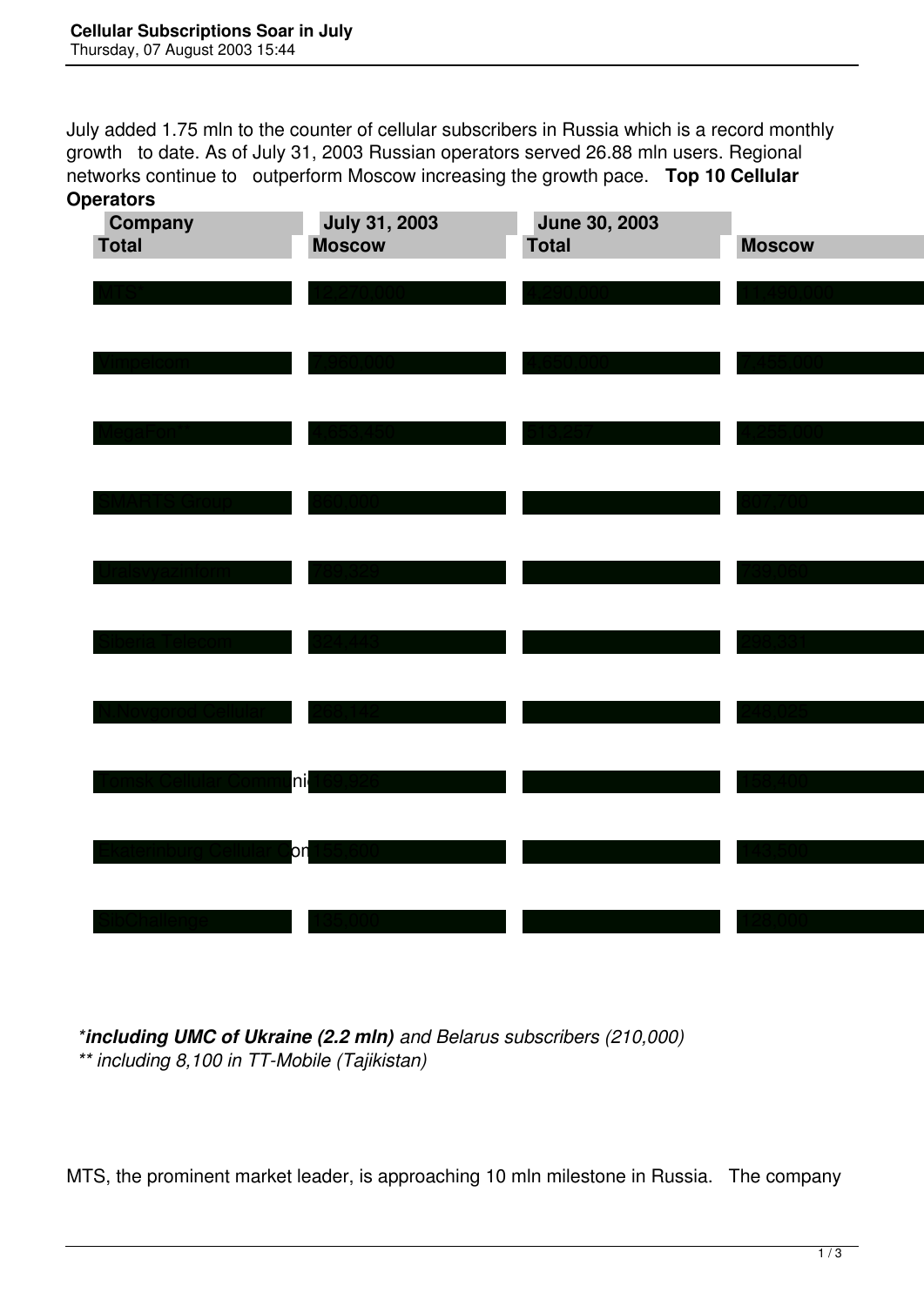# Cellular Subscriptions Soar in July

Thursday, 07 August 2003 15:44

July added 1.75 mln to the counter of cellular subscribers in Russia which is a record monthly growth to date. As of July 31, 2003 Russian operators served 26.88 mln users. Regional networks continue to outperform Moscow increasing the growth pace. **Top 10 Cellular Operators**

| Company | July 31, 2003 | | June 30, 2003 | |
|---|---|---|---|---|
| | Total | Moscow | Total | Moscow |
| MTS | 12,270,000 | 4,290,000 | 11,490,000 | |
| Vimpelcom | 7,960,000 | 4,650,000 | 7,455,000 | |
| MegaFon** | 4,553,450 | 513,257 | 4,255,000 | |
| SMARTS Group | 860,000 | | 807,700 | |
| Uralsvyazinform | 769,629 | | 739,060 | |
| Siberia Telecom | 324,443 | | 298,331 | |
| N.Novgorod Cellular | 268,132 | | 248,025 | |
| Tomsk Cellular Communi | 169,920 | | 158,400 | |
| Ekaterinburg Cellular Com | 155,600 | | 143,500 | |
| SibChallenge | 135,000 | | 128,000 | |

*\***including UMC of Ukraine (2.2 mln)** and Belarus subscribers (210,000)*
*\*\* including 8,100 in TT-Mobile (Tajikistan)*

MTS, the prominent market leader, is approaching 10 mln milestone in Russia. The company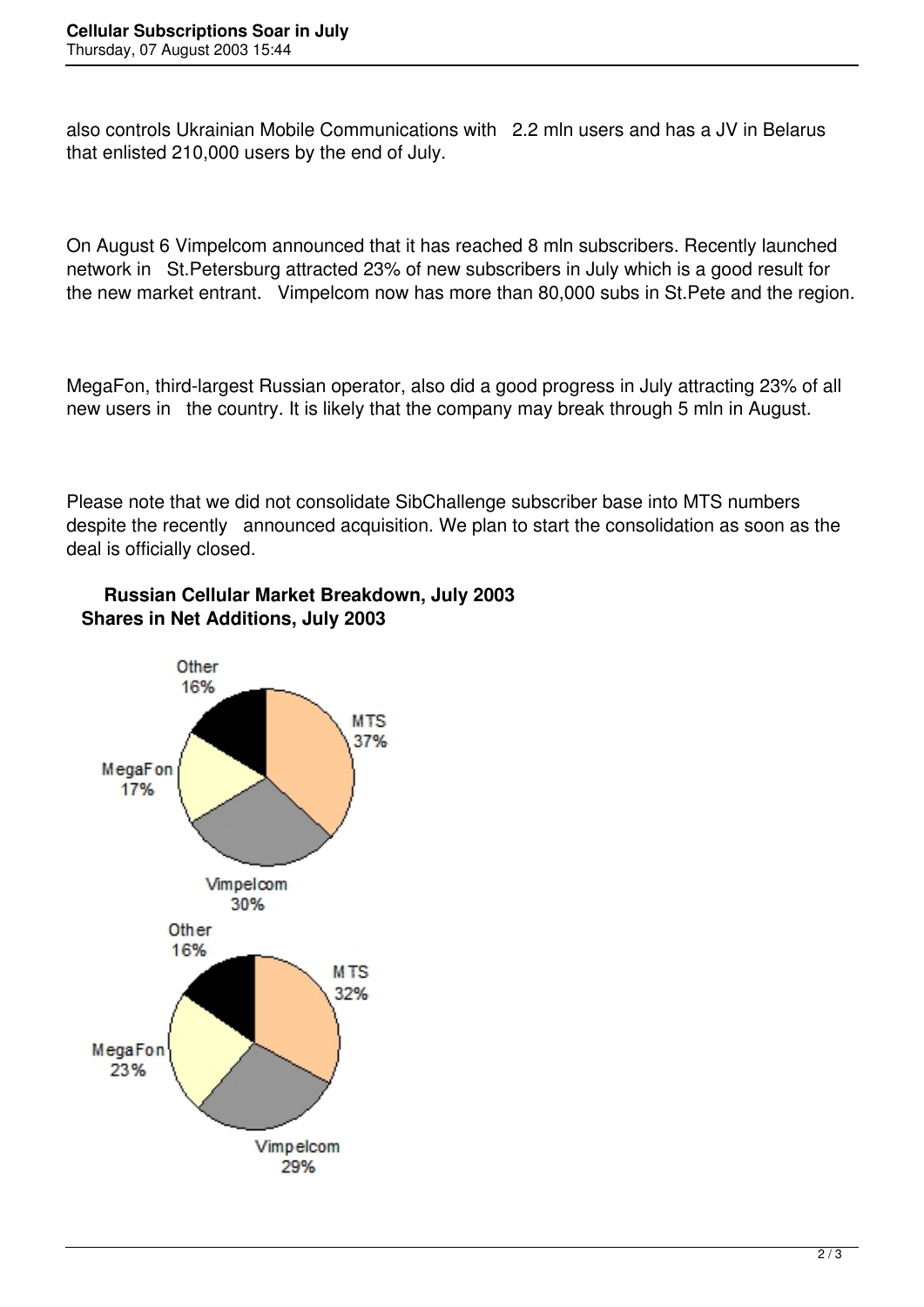also controls Ukrainian Mobile Communications with 2.2 mln users and has a JV in Belarus that enlisted 210,000 users by the end of July.

On August 6 Vimpelcom announced that it has reached 8 mln subscribers. Recently launched network in St.Petersburg attracted 23% of new subscribers in July which is a good result for the new market entrant. Vimpelcom now has more than 80,000 subs in St.Pete and the region.

MegaFon, third-largest Russian operator, also did a good progress in July attracting 23% of all new users in the country. It is likely that the company may break through 5 mln in August.

Please note that we did not consolidate SibChallenge subscriber base into MTS numbers despite the recently announced acquisition. We plan to start the consolidation as soon as the deal is officially closed.

**Russian Cellular Market Breakdown, July 2003**

**Shares in Net Additions, July 2003**

Other 16%

MTS 37%

MegaFon 17%

Vimpelcom 30%

Other 16%

MTS 32%

MegaFon 23%

Vimpelcom 29%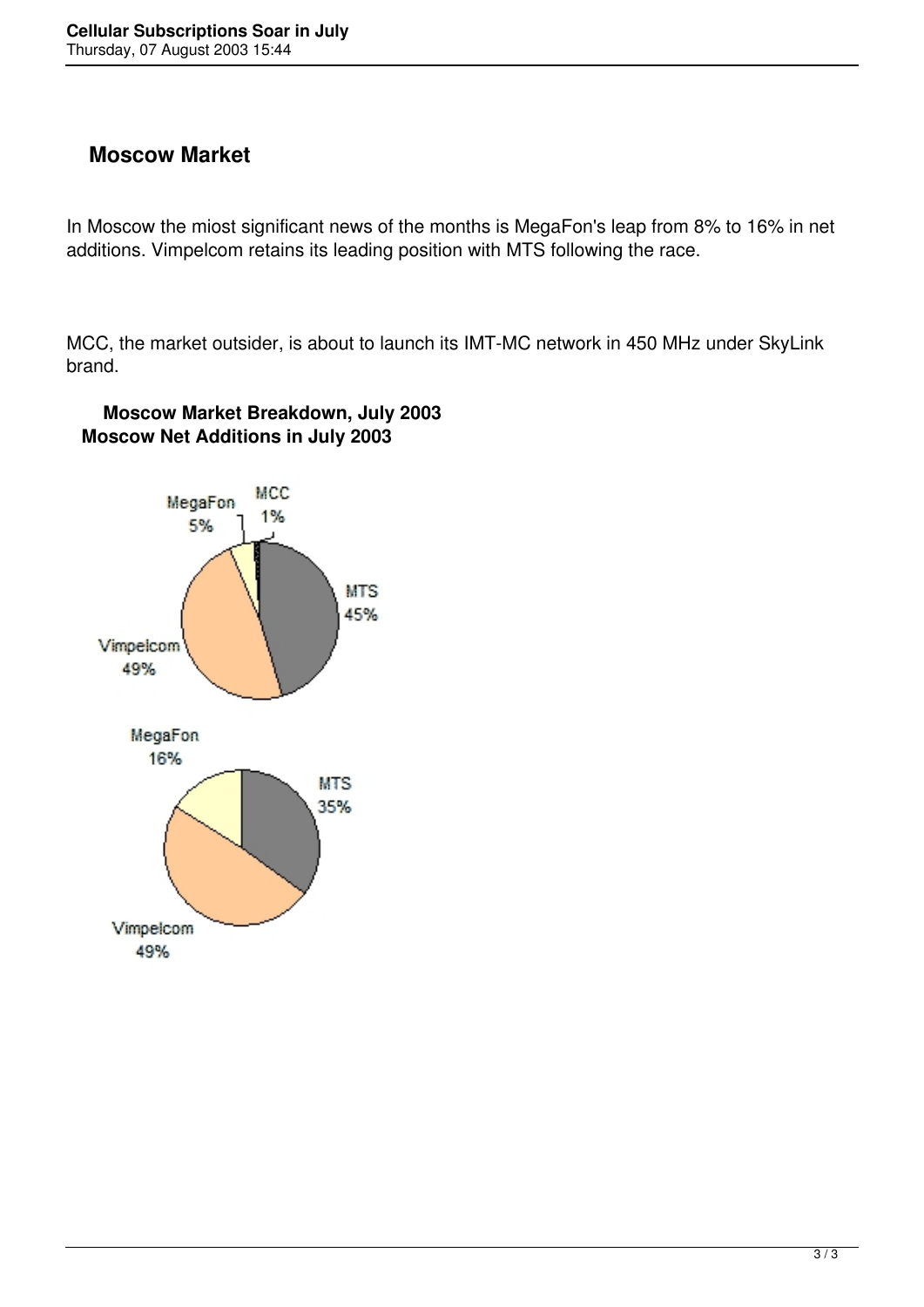## Moscow Market

In Moscow the miost significant news of the months is MegaFon's leap from 8% to 16% in net additions. Vimpelcom retains its leading position with MTS following the race.

MCC, the market outsider, is about to launch its IMT-MC network in 450 MHz under SkyLink brand.

**Moscow Market Breakdown, July 2003**

**Moscow Net Additions in July 2003**

MegaFon
5%
MCC
1%
MTS
45%
Vimpelcom
49%

MegaFon
16%
MTS
35%
Vimpelcom
49%